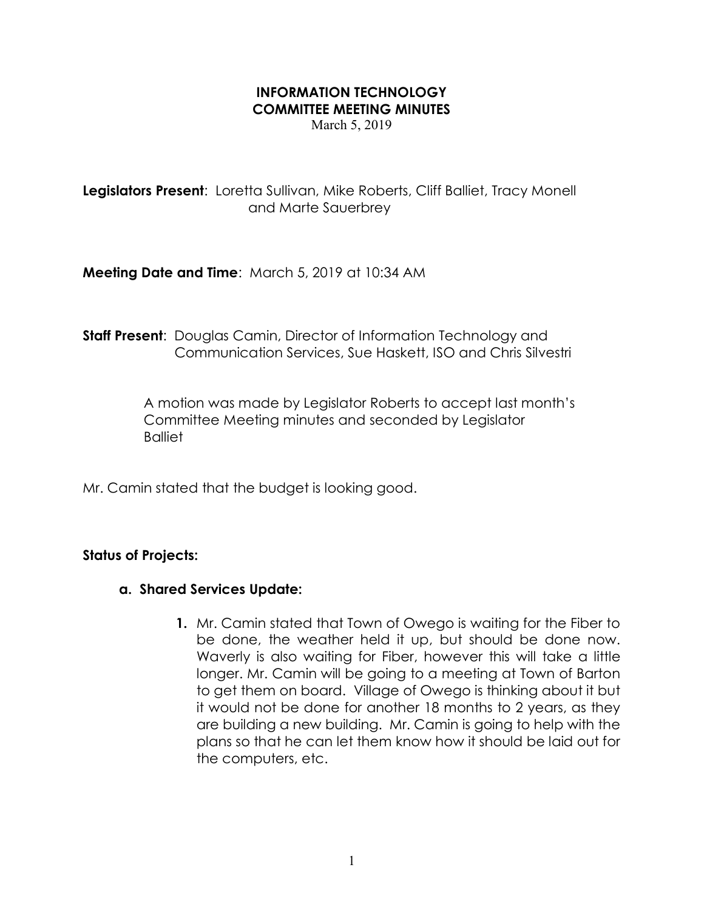# INFORMATION TECHNOLOGY COMMITTEE MEETING MINUTES

March 5, 2019

**Legislators Present**: Loretta Sullivan, Mike Roberts, Cliff Balliet, Tracy Monell and Marte Sauerbrey

**Meeting Date and Time**: March 5, 2019 at 10:34 AM

**Staff Present**: Douglas Camin, Director of Information Technology and Communication Services, Sue Haskett, ISO and Chris Silvestri

A motion was made by Legislator Roberts to accept last month's Committee Meeting minutes and seconded by Legislator Balliet

Mr. Camin stated that the budget is looking good.

**Status of Projects:**

**a. Shared Services Update:**

1. Mr. Camin stated that Town of Owego is waiting for the Fiber to be done, the weather held it up, but should be done now. Waverly is also waiting for Fiber, however this will take a little longer. Mr. Camin will be going to a meeting at Town of Barton to get them on board. Village of Owego is thinking about it but it would not be done for another 18 months to 2 years, as they are building a new building. Mr. Camin is going to help with the plans so that he can let them know how it should be laid out for the computers, etc.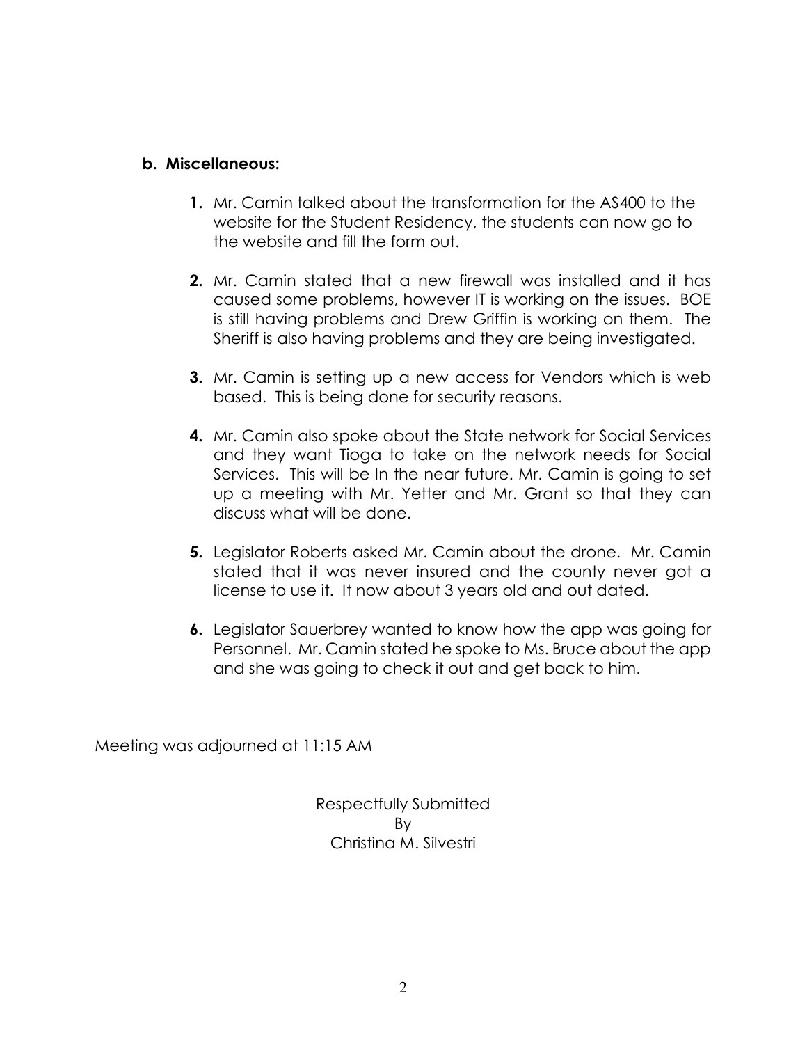**b. Miscellaneous:**

1. Mr. Camin talked about the transformation for the AS400 to the website for the Student Residency, the students can now go to the website and fill the form out.

2. Mr. Camin stated that a new firewall was installed and it has caused some problems, however IT is working on the issues. BOE is still having problems and Drew Griffin is working on them. The Sheriff is also having problems and they are being investigated.

3. Mr. Camin is setting up a new access for Vendors which is web based. This is being done for security reasons.

4. Mr. Camin also spoke about the State network for Social Services and they want Tioga to take on the network needs for Social Services. This will be In the near future. Mr. Camin is going to set up a meeting with Mr. Yetter and Mr. Grant so that they can discuss what will be done.

5. Legislator Roberts asked Mr. Camin about the drone. Mr. Camin stated that it was never insured and the county never got a license to use it. It now about 3 years old and out dated.

6. Legislator Sauerbrey wanted to know how the app was going for Personnel. Mr. Camin stated he spoke to Ms. Bruce about the app and she was going to check it out and get back to him.

Meeting was adjourned at 11:15 AM

Respectfully Submitted
By
Christina M. Silvestri